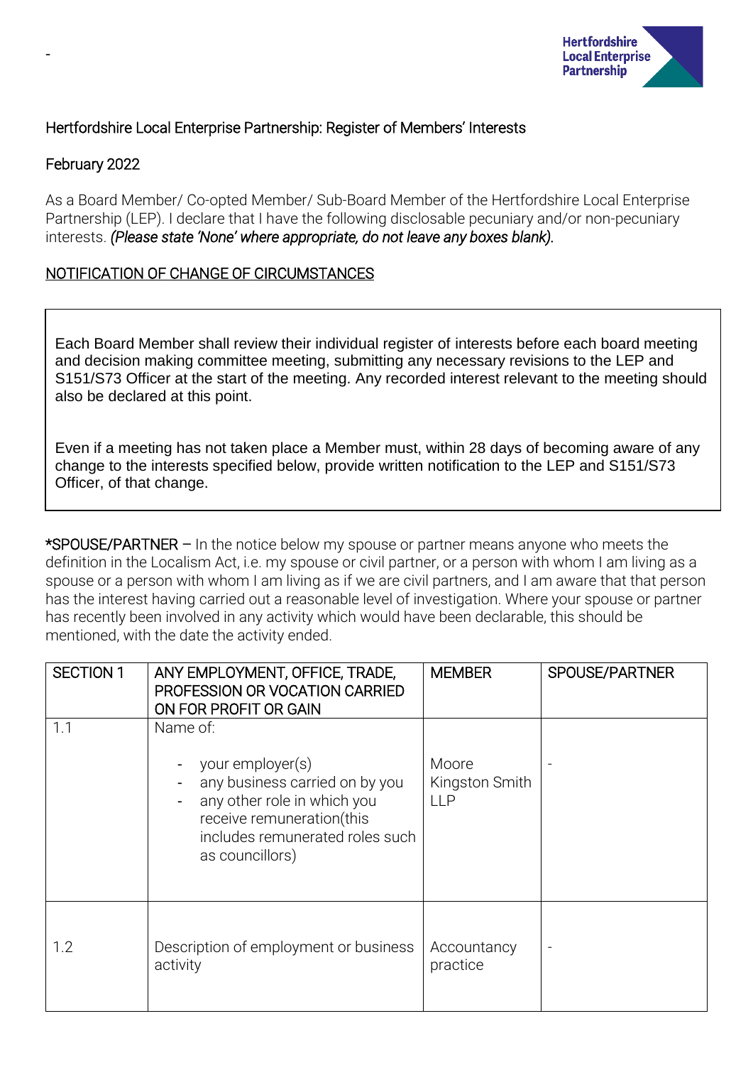-

Hertfordshire Local Enterprise Partnership

Hertfordshire Local Enterprise Partnership: Register of Members' Interests

February 2022

As a Board Member/ Co-opted Member/ Sub-Board Member of the Hertfordshire Local Enterprise Partnership (LEP). I declare that I have the following disclosable pecuniary and/or non-pecuniary interests. *(Please state 'None' where appropriate, do not leave any boxes blank).*

NOTIFICATION OF CHANGE OF CIRCUMSTANCES

Each Board Member shall review their individual register of interests before each board meeting and decision making committee meeting, submitting any necessary revisions to the LEP and S151/S73 Officer at the start of the meeting. Any recorded interest relevant to the meeting should also be declared at this point.

Even if a meeting has not taken place a Member must, within 28 days of becoming aware of any change to the interests specified below, provide written notification to the LEP and S151/S73 Officer, of that change.

*SPOUSE/PARTNER – In the notice below my spouse or partner means anyone who meets the definition in the Localism Act, i.e. my spouse or civil partner, or a person with whom I am living as a spouse or a person with whom I am living as if we are civil partners, and I am aware that that person has the interest having carried out a reasonable level of investigation. Where your spouse or partner has recently been involved in any activity which would have been declarable, this should be mentioned, with the date the activity ended.

| SECTION 1 | ANY EMPLOYMENT, OFFICE, TRADE, PROFESSION OR VOCATION CARRIED ON FOR PROFIT OR GAIN | MEMBER | SPOUSE/PARTNER |
|---|---|---|---|
| 1.1 | Name of:<br>- your employer(s)<br>- any business carried on by you<br>- any other role in which you receive remuneration(this includes remunerated roles such as councillors) | Moore Kingston Smith LLP | - |
| 1.2 | Description of employment or business activity | Accountancy practice | - |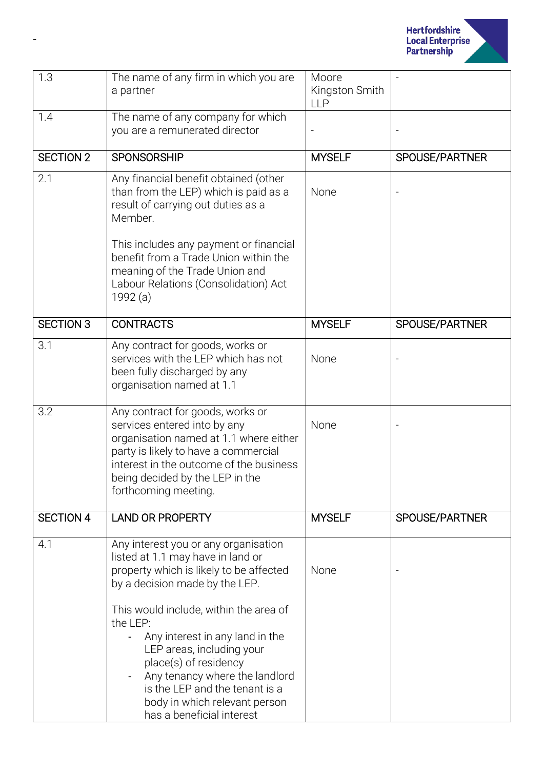| | | | |
|---|---|---|---|
| 1.3 | The name of any firm in which you are a partner | Moore Kingston Smith LLP | - |
| 1.4 | The name of any company for which you are a remunerated director | - | - |
| **SECTION 2** | **SPONSORSHIP** | **MYSELF** | **SPOUSE/PARTNER** |
| 2.1 | Any financial benefit obtained (other than from the LEP) which is paid as a result of carrying out duties as a Member.<br><br>This includes any payment or financial benefit from a Trade Union within the meaning of the Trade Union and Labour Relations (Consolidation) Act 1992 (a) | None | - |
| **SECTION 3** | **CONTRACTS** | **MYSELF** | **SPOUSE/PARTNER** |
| 3.1 | Any contract for goods, works or services with the LEP which has not been fully discharged by any organisation named at 1.1 | None | - |
| 3.2 | Any contract for goods, works or services entered into by any organisation named at 1.1 where either party is likely to have a commercial interest in the outcome of the business being decided by the LEP in the forthcoming meeting. | None | - |
| **SECTION 4** | **LAND OR PROPERTY** | **MYSELF** | **SPOUSE/PARTNER** |
| 4.1 | Any interest you or any organisation listed at 1.1 may have in land or property which is likely to be affected by a decision made by the LEP.<br><br>This would include, within the area of the LEP:<br>- Any interest in any land in the LEP areas, including your place(s) of residency<br>- Any tenancy where the landlord is the LEP and the tenant is a body in which relevant person has a beneficial interest | None | - |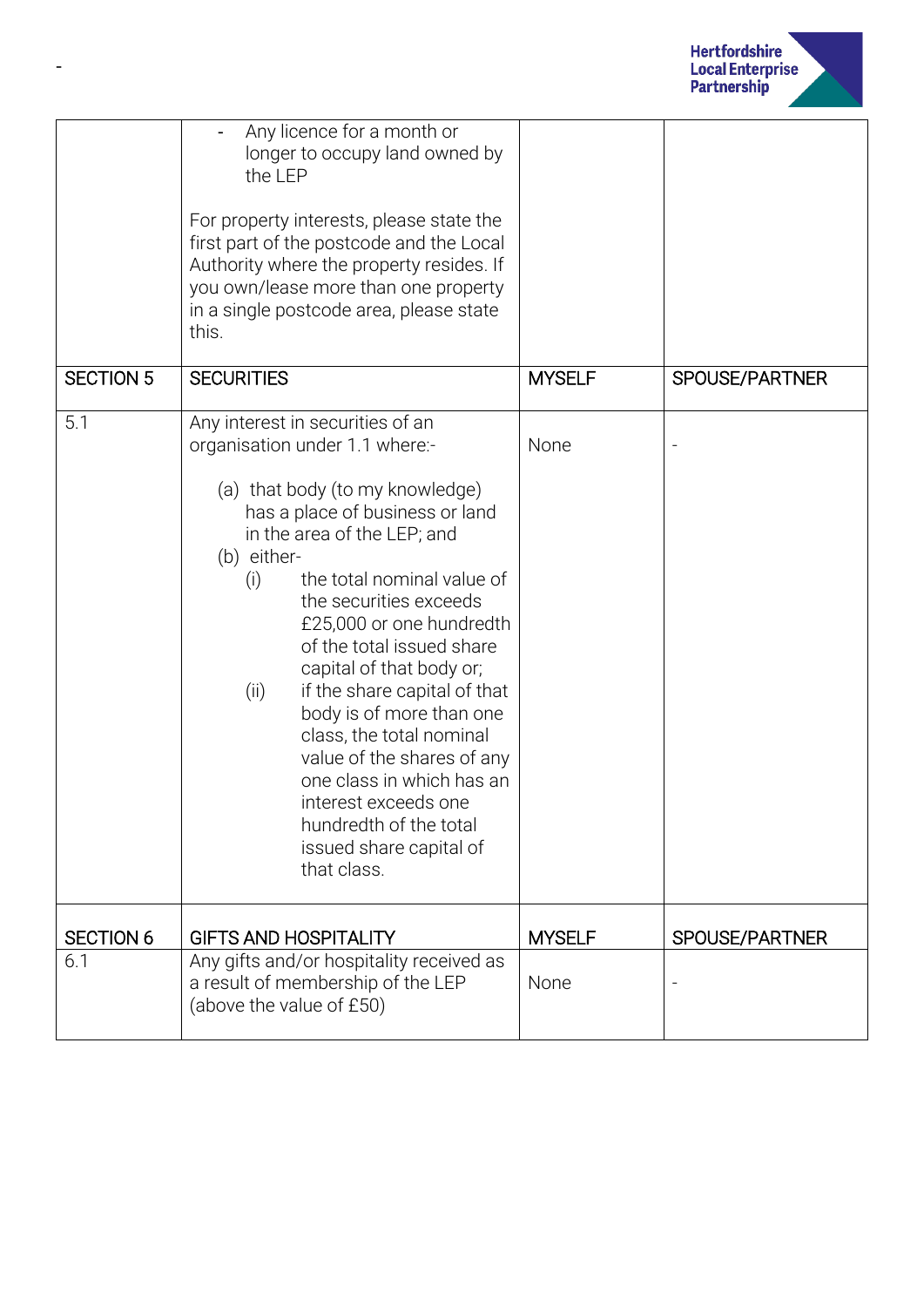| | - Any licence for a month or longer to occupy land owned by the LEP<br><br>For property interests, please state the first part of the postcode and the Local Authority where the property resides. If you own/lease more than one property in a single postcode area, please state this. | | |
|---|---|---|---|
| SECTION 5 | SECURITIES | MYSELF | SPOUSE/PARTNER |
| 5.1 | Any interest in securities of an organisation under 1.1 where:-<br><br>(a) that body (to my knowledge) has a place of business or land in the area of the LEP; and<br>(b) either-<br>(i) the total nominal value of the securities exceeds £25,000 or one hundredth of the total issued share capital of that body or;<br>(ii) if the share capital of that body is of more than one class, the total nominal value of the shares of any one class in which has an interest exceeds one hundredth of the total issued share capital of that class. | None | - |
| SECTION 6 | GIFTS AND HOSPITALITY | MYSELF | SPOUSE/PARTNER |
| 6.1 | Any gifts and/or hospitality received as a result of membership of the LEP (above the value of £50) | None | - |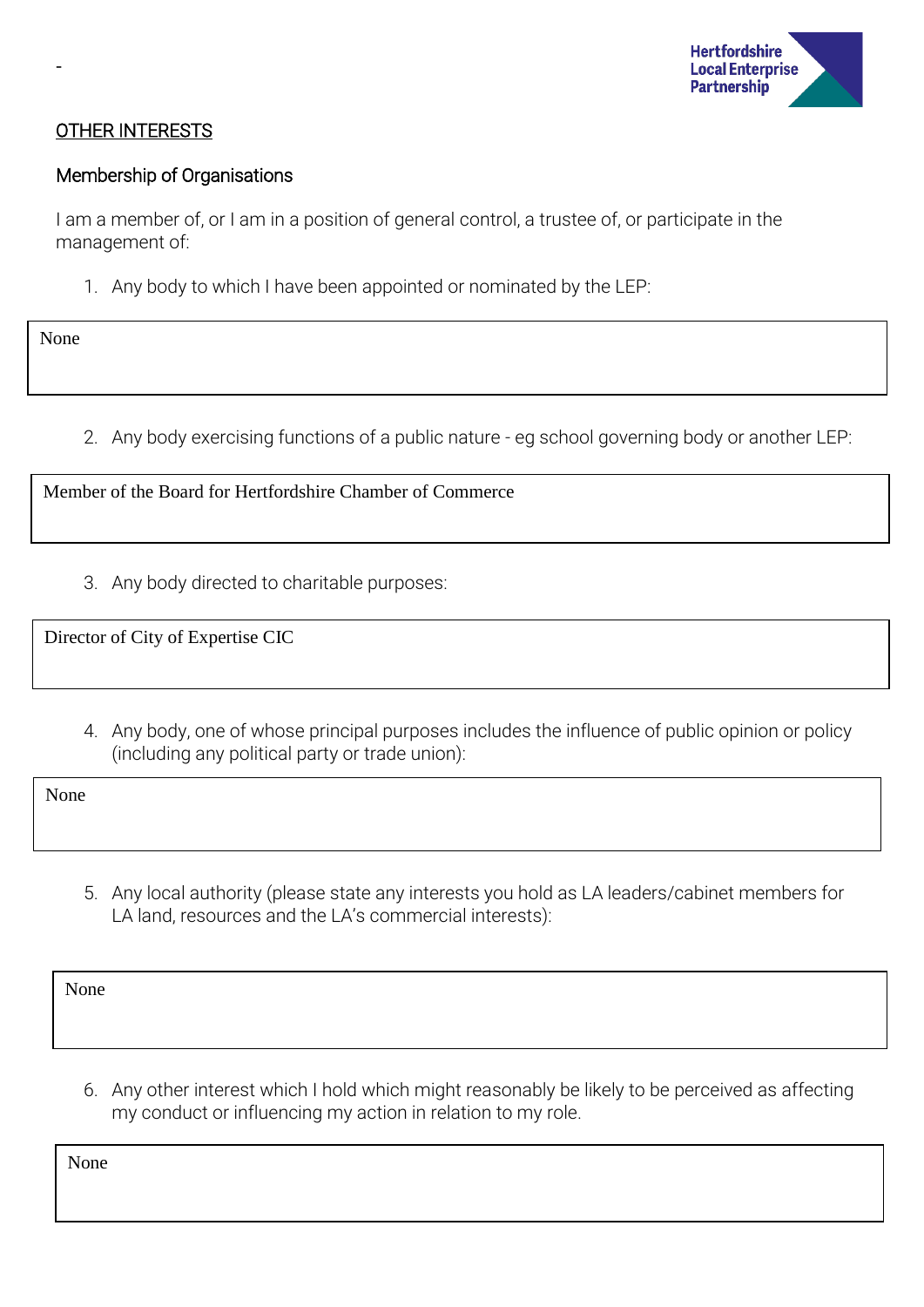-

## OTHER INTERESTS

### Membership of Organisations

I am a member of, or I am in a position of general control, a trustee of, or participate in the management of:

1. Any body to which I have been appointed or nominated by the LEP:

None

2. Any body exercising functions of a public nature - eg school governing body or another LEP:

Member of the Board for Hertfordshire Chamber of Commerce

3. Any body directed to charitable purposes:

Director of City of Expertise CIC

4. Any body, one of whose principal purposes includes the influence of public opinion or policy (including any political party or trade union):

None

5. Any local authority (please state any interests you hold as LA leaders/cabinet members for LA land, resources and the LA's commercial interests):

None

6. Any other interest which I hold which might reasonably be likely to be perceived as affecting my conduct or influencing my action in relation to my role.

None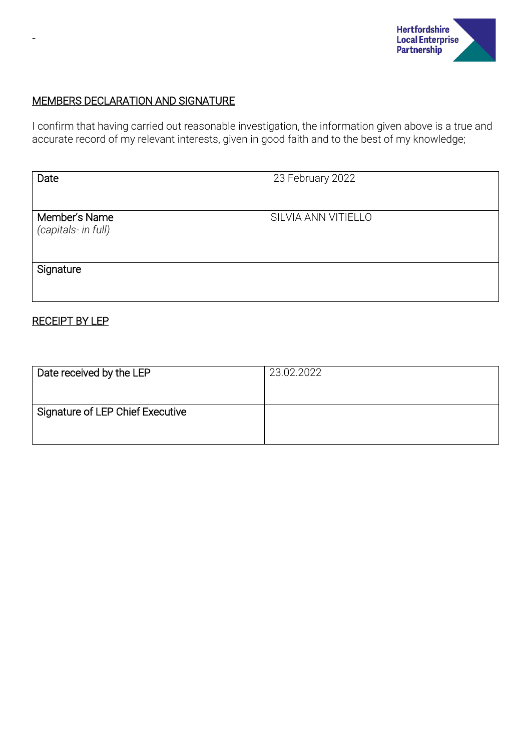-

## MEMBERS DECLARATION AND SIGNATURE

I confirm that having carried out reasonable investigation, the information given above is a true and accurate record of my relevant interests, given in good faith and to the best of my knowledge;

| | |
|---|---|
| Date | 23 February 2022 |
| Member's Name *(capitals- in full)* | SILVIA ANN VITIELLO |
| Signature | |

## RECEIPT BY LEP

| | |
|---|---|
| Date received by the LEP | 23.02.2022 |
| Signature of LEP Chief Executive | |